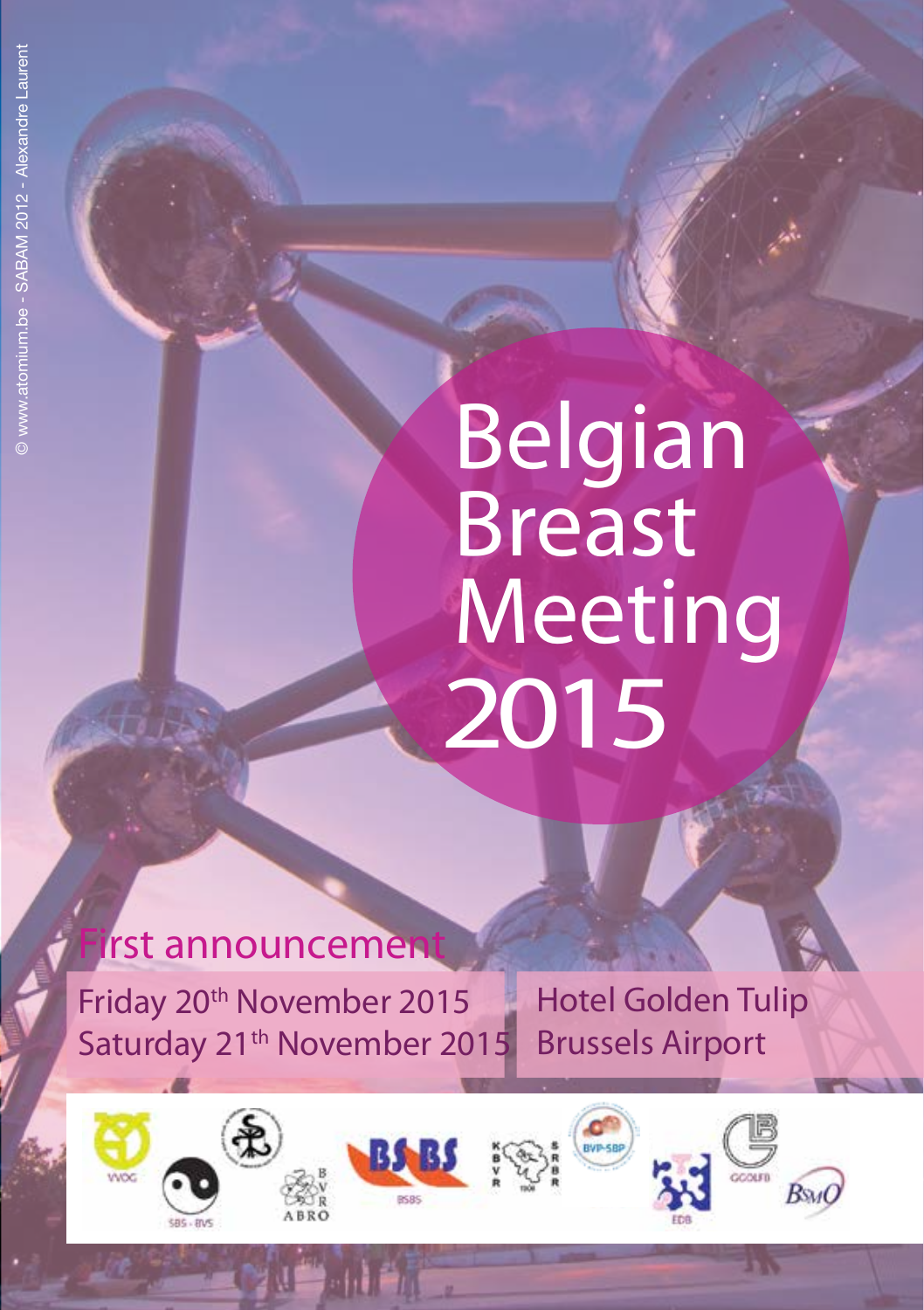© www.atomium.be - SABAM 2012 - Alexandre Laurent

# Belgian Breast Meeting 2015

## First announcement

Friday 20th November 2015
Saturday 21th November 2015

Hotel Golden Tulip
Brussels Airport

VVOG SBS - BVS BVR ABRO BSBS KBVR SRBR BVP-SBP EDB GGOLFB BSMO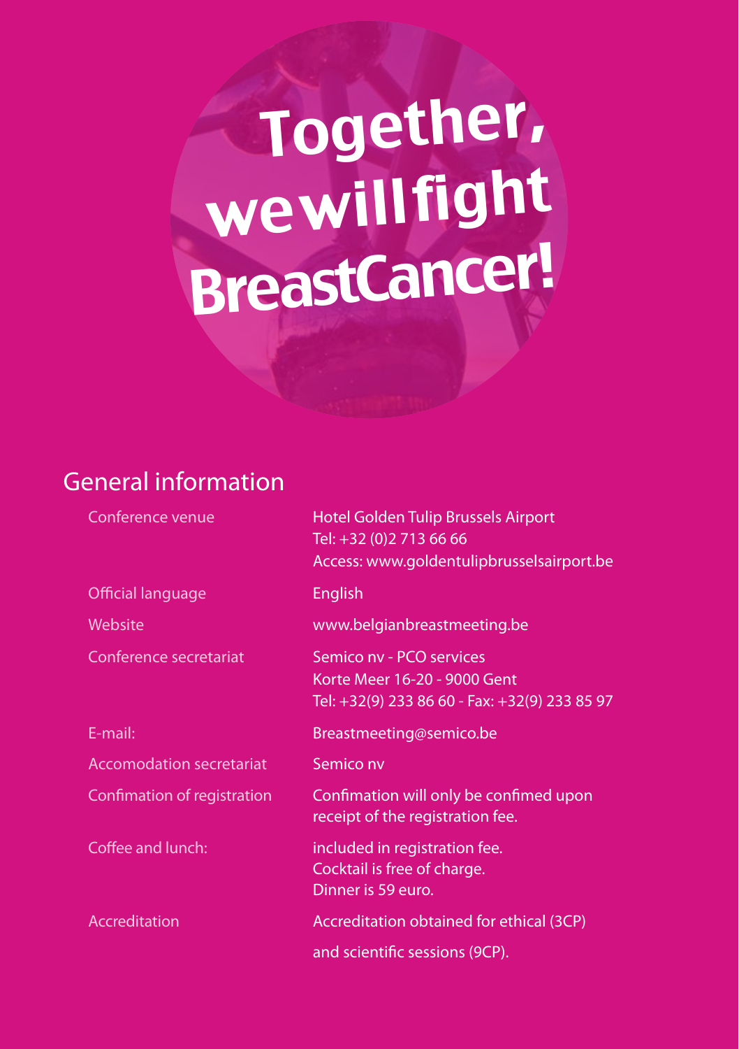# Together, we will fight BreastCancer!

## General information

| | |
|---|---|
| Conference venue | Hotel Golden Tulip Brussels Airport<br>Tel: +32 (0)2 713 66 66<br>Access: www.goldentulipbrusselsairport.be |
| Official language | English |
| Website | www.belgianbreastmeeting.be |
| Conference secretariat | Semico nv - PCO services<br>Korte Meer 16-20 - 9000 Gent<br>Tel: +32(9) 233 86 60 - Fax: +32(9) 233 85 97 |
| E-mail: | Breastmeeting@semico.be |
| Accomodation secretariat | Semico nv |
| Confimation of registration | Confimation will only be confimed upon receipt of the registration fee. |
| Coffee and lunch: | included in registration fee.<br>Cocktail is free of charge.<br>Dinner is 59 euro. |
| Accreditation | Accreditation obtained for ethical (3CP)<br>and scientific sessions (9CP). |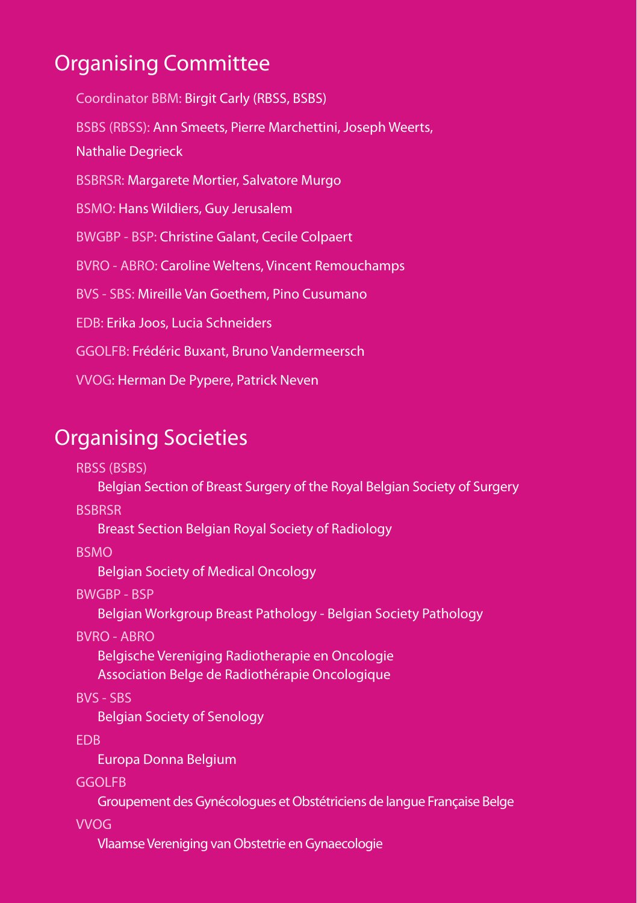## Organising Committee

Coordinator BBM: Birgit Carly (RBSS, BSBS)

BSBS (RBSS): Ann Smeets, Pierre Marchettini, Joseph Weerts, Nathalie Degrieck

BSBRSR: Margarete Mortier, Salvatore Murgo

BSMO: Hans Wildiers, Guy Jerusalem

BWGBP - BSP: Christine Galant, Cecile Colpaert

BVRO - ABRO: Caroline Weltens, Vincent Remouchamps

BVS - SBS: Mireille Van Goethem, Pino Cusumano

EDB: Erika Joos, Lucia Schneiders

GGOLFB: Frédéric Buxant, Bruno Vandermeersch

VVOG: Herman De Pypere, Patrick Neven

## Organising Societies

RBSS (BSBS)
Belgian Section of Breast Surgery of the Royal Belgian Society of Surgery

BSBRSR
Breast Section Belgian Royal Society of Radiology

BSMO
Belgian Society of Medical Oncology

BWGBP - BSP
Belgian Workgroup Breast Pathology - Belgian Society Pathology

BVRO - ABRO
Belgische Vereniging Radiotherapie en Oncologie
Association Belge de Radiothérapie Oncologique

BVS - SBS
Belgian Society of Senology

EDB
Europa Donna Belgium

GGOLFB
Groupement des Gynécologues et Obstétriciens de langue Française Belge

VVOG
Vlaamse Vereniging van Obstetrie en Gynaecologie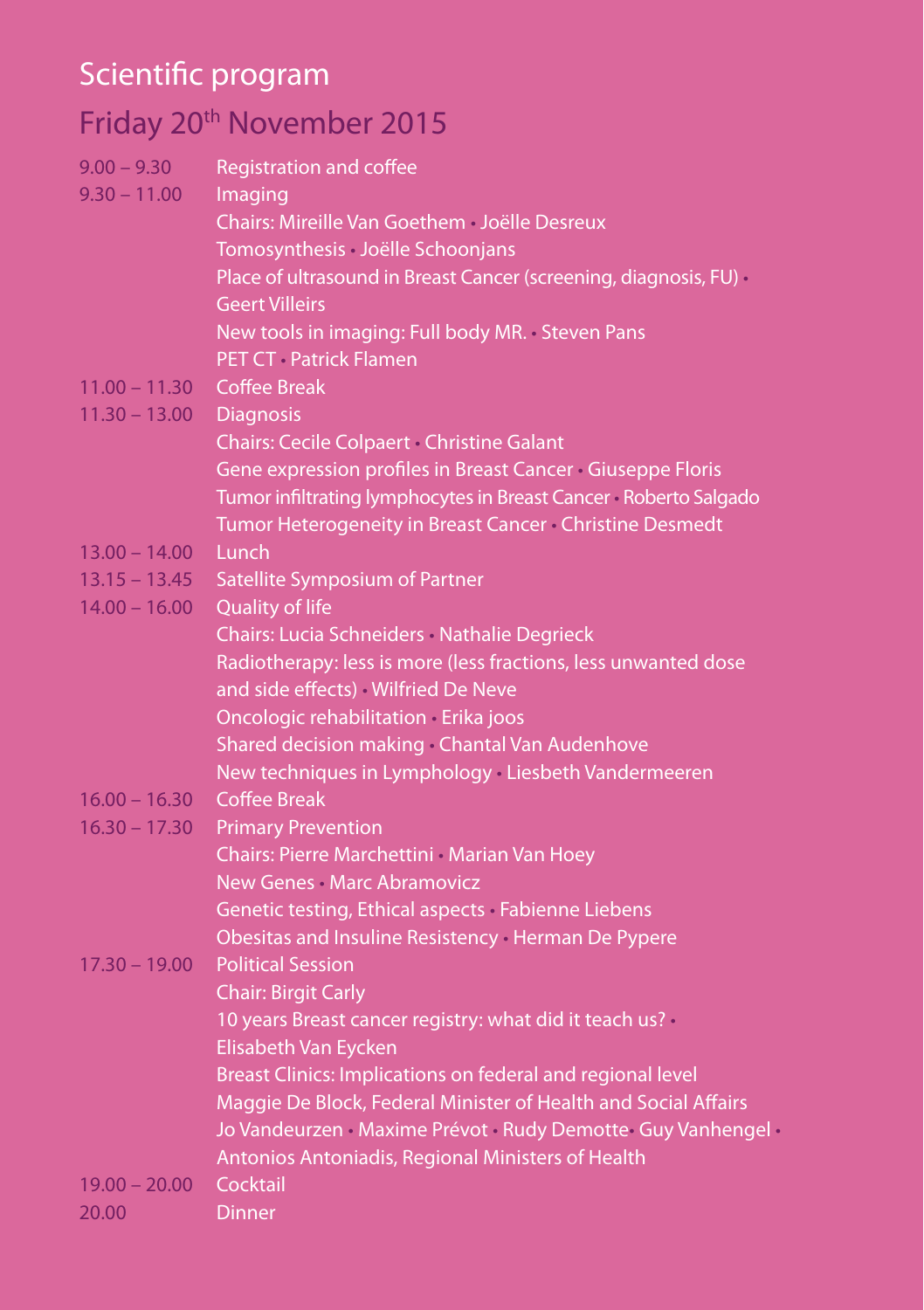# Scientific program

## Friday 20th November 2015

| | |
|---|---|
| 9.00 – 9.30 | Registration and coffee |
| 9.30 – 11.00 | Imaging |
| | Chairs: Mireille Van Goethem • Joëlle Desreux |
| | Tomosynthesis • Joëlle Schoonjans |
| | Place of ultrasound in Breast Cancer (screening, diagnosis, FU) • Geert Villeirs |
| | New tools in imaging: Full body MR. • Steven Pans |
| | PET CT • Patrick Flamen |
| 11.00 – 11.30 | Coffee Break |
| 11.30 – 13.00 | Diagnosis |
| | Chairs: Cecile Colpaert • Christine Galant |
| | Gene expression profiles in Breast Cancer • Giuseppe Floris |
| | Tumor infiltrating lymphocytes in Breast Cancer • Roberto Salgado |
| | Tumor Heterogeneity in Breast Cancer • Christine Desmedt |
| 13.00 – 14.00 | Lunch |
| 13.15 – 13.45 | Satellite Symposium of Partner |
| 14.00 – 16.00 | Quality of life |
| | Chairs: Lucia Schneiders • Nathalie Degrieck |
| | Radiotherapy: less is more (less fractions, less unwanted dose and side effects) • Wilfried De Neve |
| | Oncologic rehabilitation • Erika joos |
| | Shared decision making • Chantal Van Audenhove |
| | New techniques in Lymphology • Liesbeth Vandermeeren |
| 16.00 – 16.30 | Coffee Break |
| 16.30 – 17.30 | Primary Prevention |
| | Chairs: Pierre Marchettini • Marian Van Hoey |
| | New Genes • Marc Abramovicz |
| | Genetic testing, Ethical aspects • Fabienne Liebens |
| | Obesitas and Insuline Resistency • Herman De Pypere |
| 17.30 – 19.00 | Political Session |
| | Chair: Birgit Carly |
| | 10 years Breast cancer registry: what did it teach us? • Elisabeth Van Eycken |
| | Breast Clinics: Implications on federal and regional level |
| | Maggie De Block, Federal Minister of Health and Social Affairs |
| | Jo Vandeurzen • Maxime Prévot • Rudy Demotte• Guy Vanhengel • Antonios Antoniadis, Regional Ministers of Health |
| 19.00 – 20.00 | Cocktail |
| 20.00 | Dinner |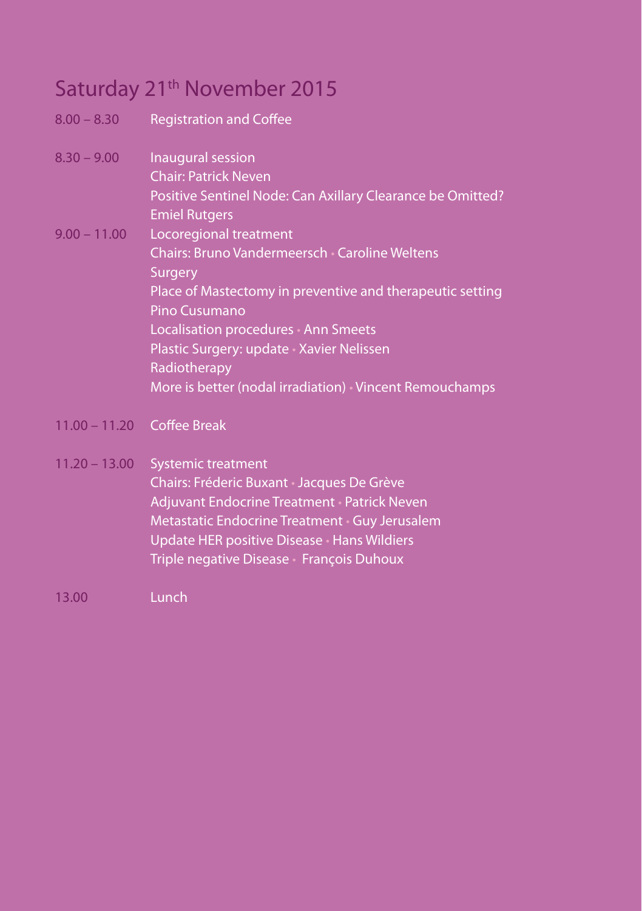## Saturday 21th November 2015

| | |
|---|---|
| 8.00 – 8.30 | Registration and Coffee |
| 8.30 – 9.00 | Inaugural session<br>Chair: Patrick Neven<br>Positive Sentinel Node: Can Axillary Clearance be Omitted?<br>Emiel Rutgers |
| 9.00 – 11.00 | Locoregional treatment<br>Chairs: Bruno Vandermeersch • Caroline Weltens<br>Surgery<br>Place of Mastectomy in preventive and therapeutic setting<br>Pino Cusumano<br>Localisation procedures • Ann Smeets<br>Plastic Surgery: update • Xavier Nelissen<br>Radiotherapy<br>More is better (nodal irradiation) • Vincent Remouchamps |
| 11.00 – 11.20 | Coffee Break |
| 11.20 – 13.00 | Systemic treatment<br>Chairs: Fréderic Buxant • Jacques De Grève<br>Adjuvant Endocrine Treatment • Patrick Neven<br>Metastatic Endocrine Treatment • Guy Jerusalem<br>Update HER positive Disease • Hans Wildiers<br>Triple negative Disease • François Duhoux |
| 13.00 | Lunch |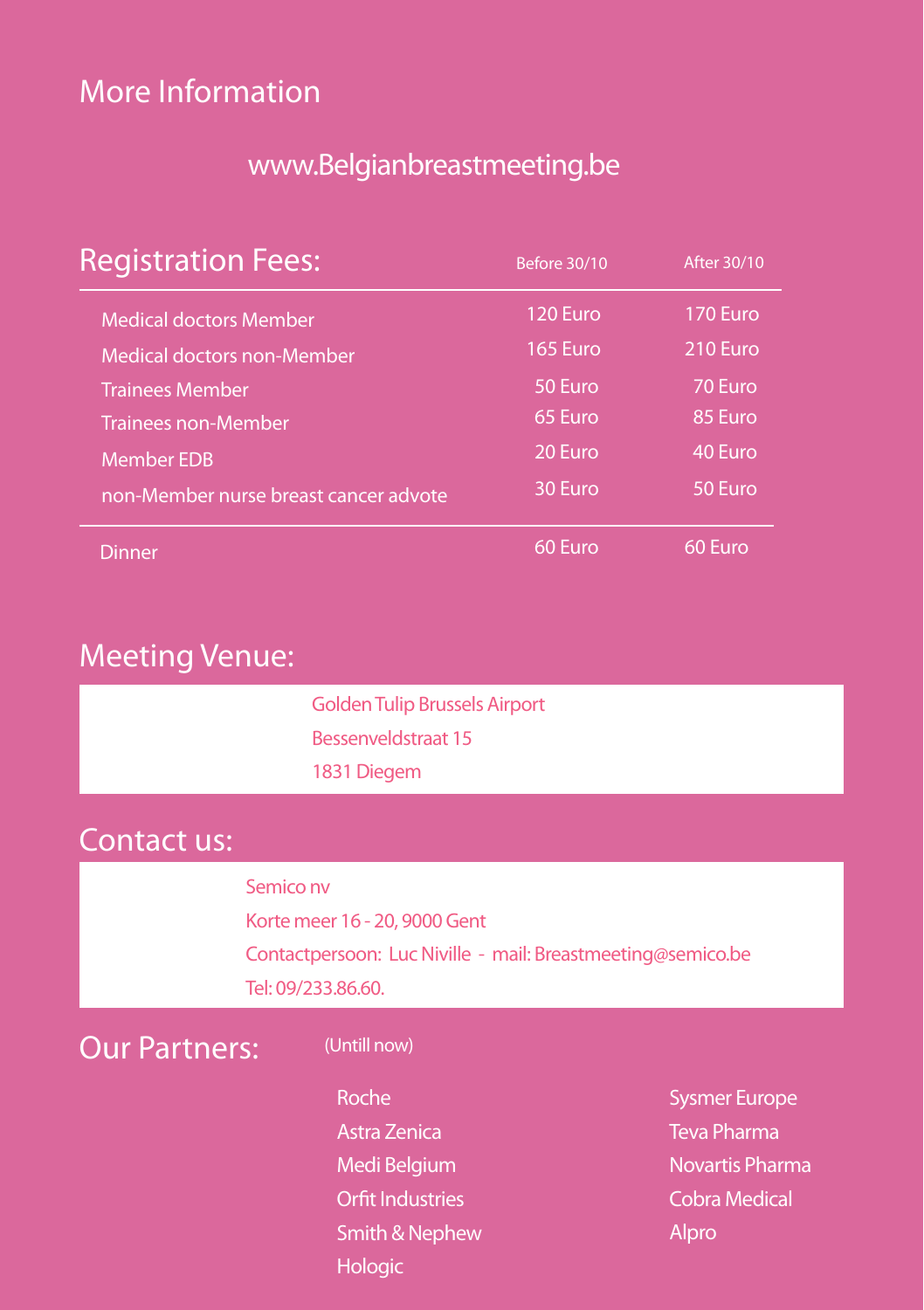## More Information

www.Belgianbreastmeeting.be

## Registration Fees:

| | Before 30/10 | After 30/10 |
|---|---|---|
| Medical doctors Member | 120 Euro | 170 Euro |
| Medical doctors non-Member | 165 Euro | 210 Euro |
| Trainees Member | 50 Euro | 70 Euro |
| Trainees non-Member | 65 Euro | 85 Euro |
| Member EDB | 20 Euro | 40 Euro |
| non-Member nurse breast cancer advote | 30 Euro | 50 Euro |
| Dinner | 60 Euro | 60 Euro |

## Meeting Venue:

Golden Tulip Brussels Airport
Bessenveldstraat 15
1831 Diegem

## Contact us:

Semico nv
Korte meer 16 - 20, 9000 Gent
Contactpersoon: Luc Niville - mail: Breastmeeting@semico.be
Tel: 09/233.86.60.

## Our Partners:

(Untill now)

- Roche
- Astra Zenica
- Medi Belgium
- Orfit Industries
- Smith & Nephew
- Hologic
- Sysmer Europe
- Teva Pharma
- Novartis Pharma
- Cobra Medical
- Alpro